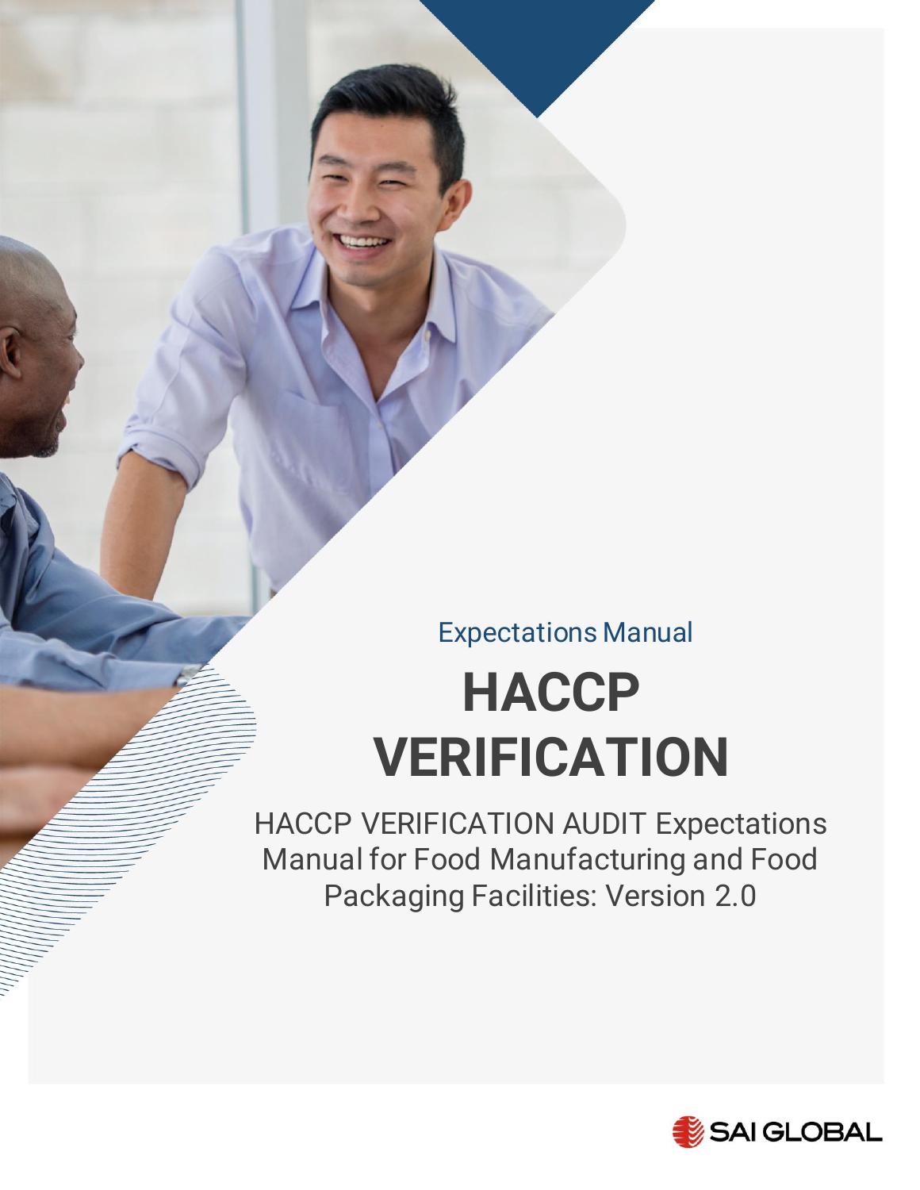Expectations Manual

# HACCP VERIFICATION

HACCP VERIFICATION AUDIT Expectations Manual for Food Manufacturing and Food Packaging Facilities: Version 2.0

SAI GLOBAL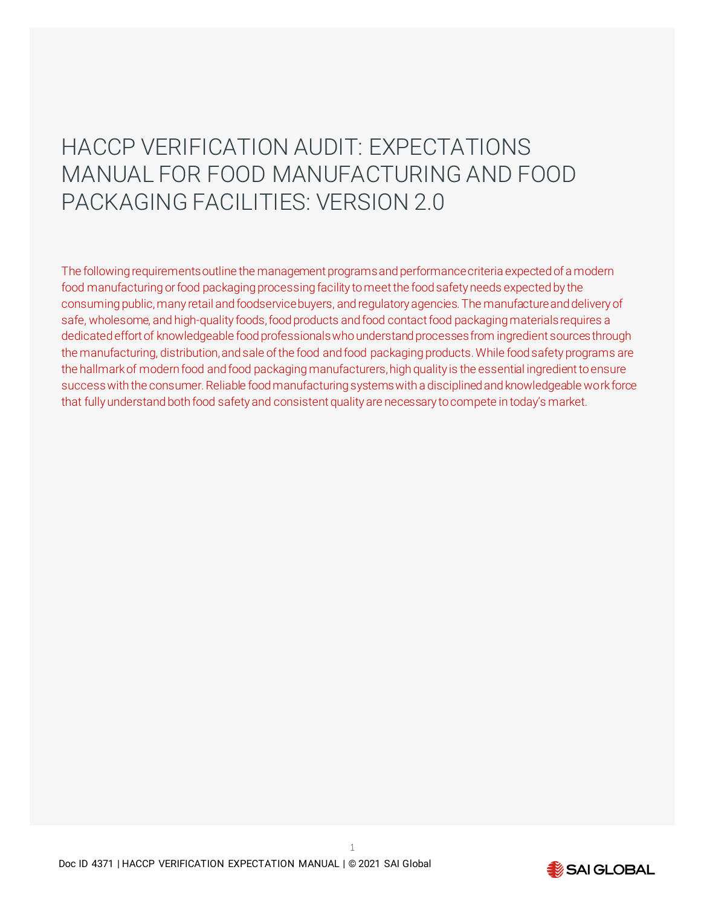# HACCP VERIFICATION AUDIT: EXPECTATIONS MANUAL FOR FOOD MANUFACTURING AND FOOD PACKAGING FACILITIES: VERSION 2.0

The following requirements outline the management programs and performance criteria expected of a modern food manufacturing or food packaging processing facility to meet the food safety needs expected by the consuming public, many retail and foodservice buyers, and regulatory agencies. The manufacture and delivery of safe, wholesome, and high-quality foods, food products and food contact food packaging materials requires a dedicated effort of knowledgeable food professionals who understand processes from ingredient sources through the manufacturing, distribution, and sale of the food and food packaging products. While food safety programs are the hallmark of modern food and food packaging manufacturers, high quality is the essential ingredient to ensure success with the consumer. Reliable food manufacturing systems with a disciplined and knowledgeable work force that fully understand both food safety and consistent quality are necessary to compete in today's market.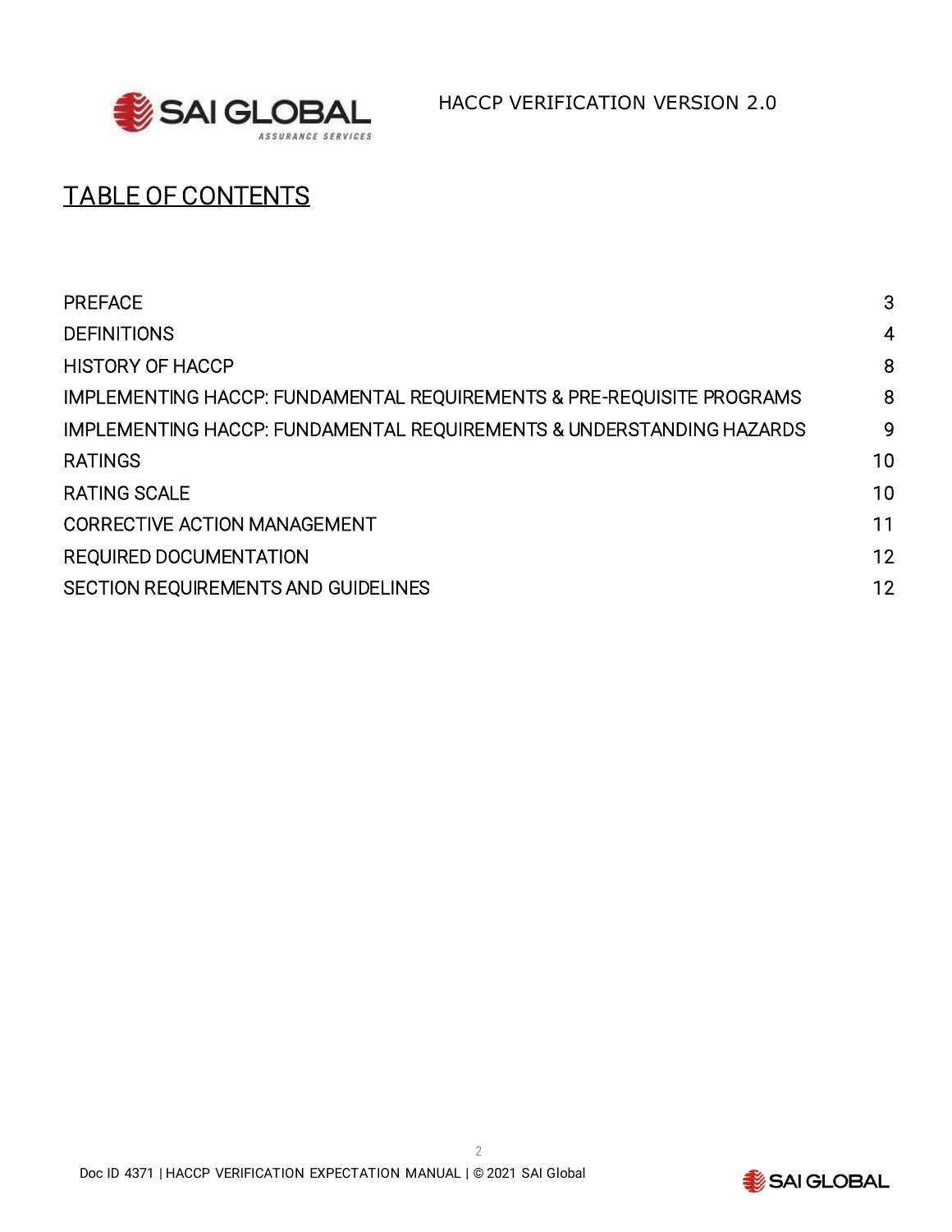# TABLE OF CONTENTS

| | |
|---|---|
| PREFACE | 3 |
| DEFINITIONS | 4 |
| HISTORY OF HACCP | 8 |
| IMPLEMENTING HACCP: FUNDAMENTAL REQUIREMENTS & PRE-REQUISITE PROGRAMS | 8 |
| IMPLEMENTING HACCP: FUNDAMENTAL REQUIREMENTS & UNDERSTANDING HAZARDS | 9 |
| RATINGS | 10 |
| RATING SCALE | 10 |
| CORRECTIVE ACTION MANAGEMENT | 11 |
| REQUIRED DOCUMENTATION | 12 |
| SECTION REQUIREMENTS AND GUIDELINES | 12 |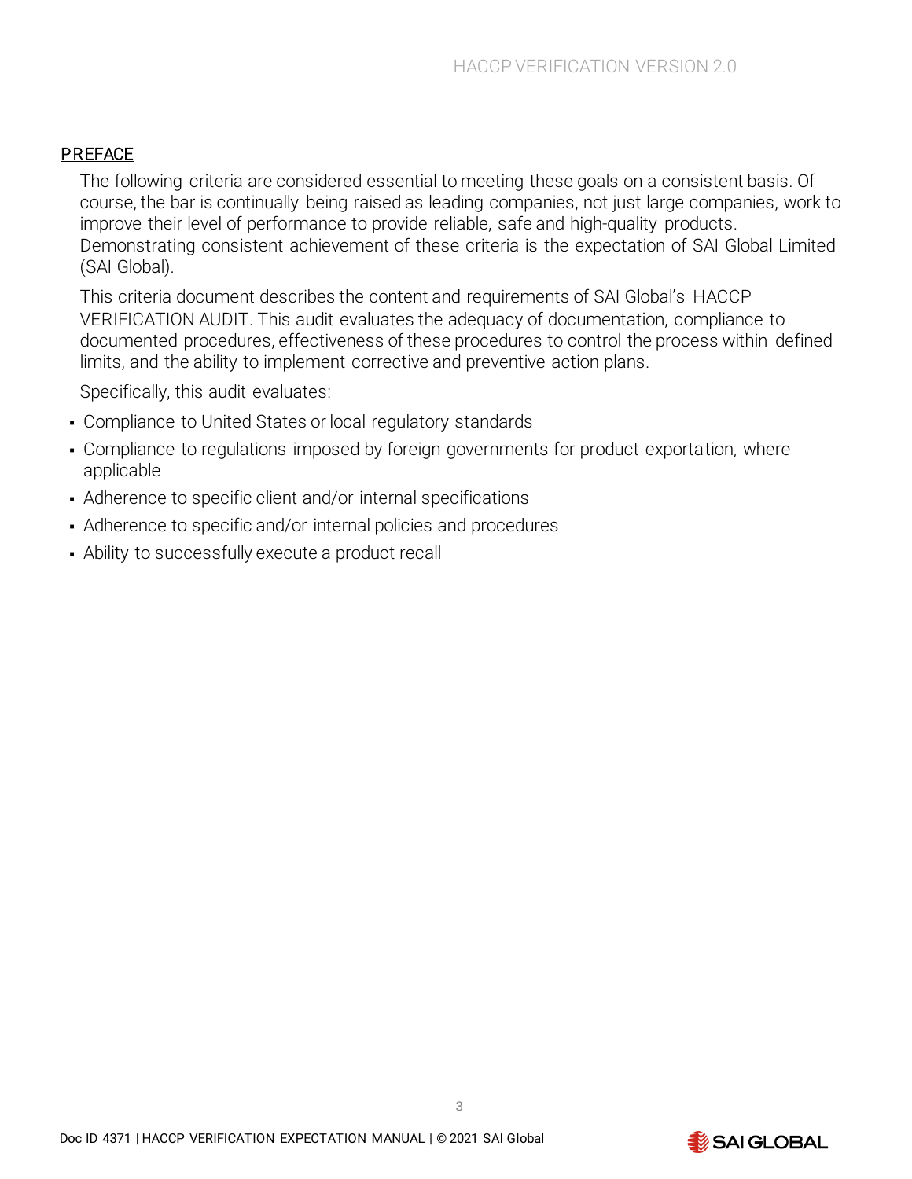## PREFACE

The following criteria are considered essential to meeting these goals on a consistent basis. Of course, the bar is continually being raised as leading companies, not just large companies, work to improve their level of performance to provide reliable, safe and high-quality products. Demonstrating consistent achievement of these criteria is the expectation of SAI Global Limited (SAI Global).

This criteria document describes the content and requirements of SAI Global's HACCP VERIFICATION AUDIT. This audit evaluates the adequacy of documentation, compliance to documented procedures, effectiveness of these procedures to control the process within defined limits, and the ability to implement corrective and preventive action plans.

Specifically, this audit evaluates:

- Compliance to United States or local regulatory standards
- Compliance to regulations imposed by foreign governments for product exportation, where applicable
- Adherence to specific client and/or internal specifications
- Adherence to specific and/or internal policies and procedures
- Ability to successfully execute a product recall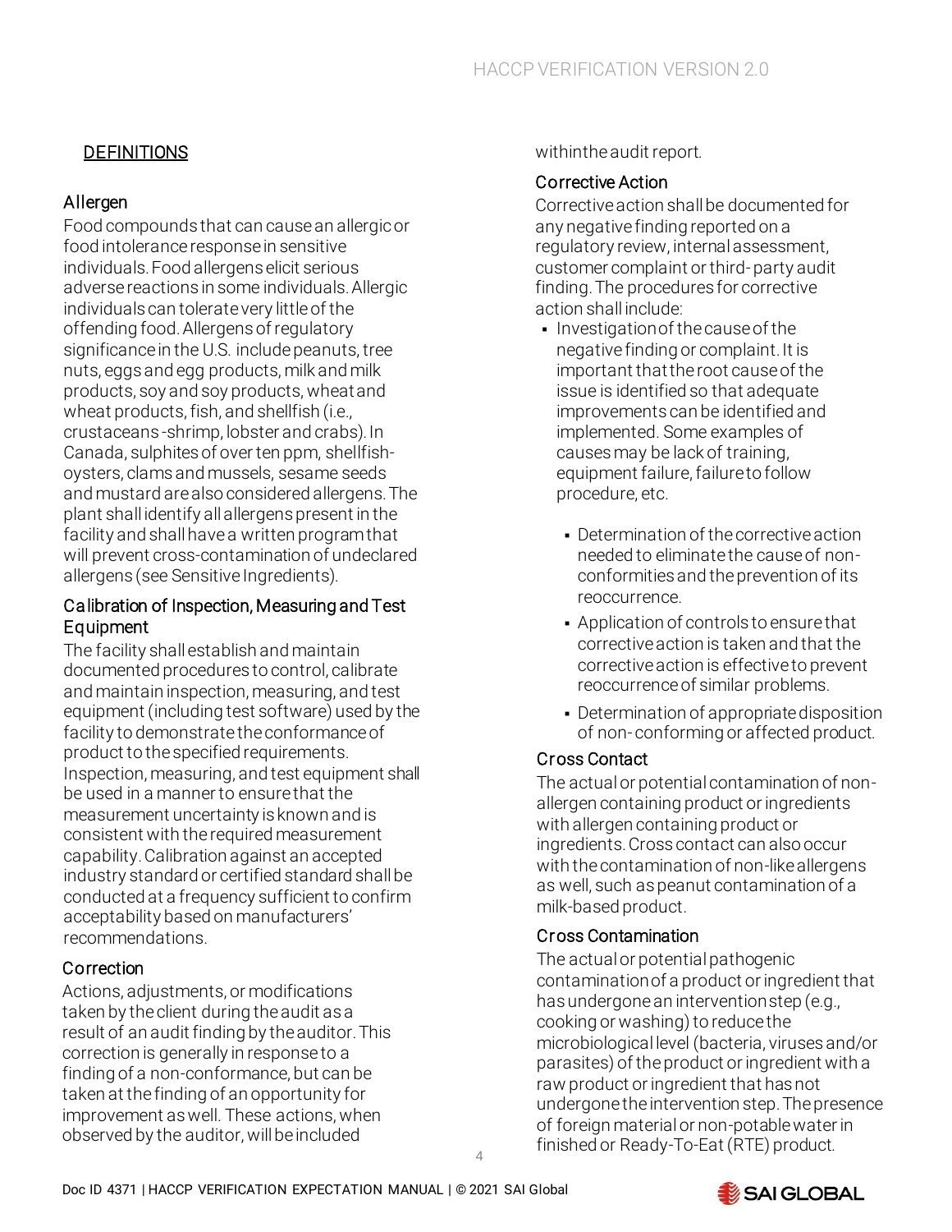## DEFINITIONS

### Allergen

Food compounds that can cause an allergic or food intolerance response in sensitive individuals. Food allergens elicit serious adverse reactions in some individuals. Allergic individuals can tolerate very little of the offending food. Allergens of regulatory significance in the U.S. include peanuts, tree nuts, eggs and egg products, milk and milk products, soy and soy products, wheat and wheat products, fish, and shellfish (i.e., crustaceans -shrimp, lobster and crabs). In Canada, sulphites of over ten ppm, shellfish- oysters, clams and mussels, sesame seeds and mustard are also considered allergens. The plant shall identify all allergens present in the facility and shall have a written program that will prevent cross-contamination of undeclared allergens (see Sensitive Ingredients).

### Calibration of Inspection, Measuring and Test Equipment

The facility shall establish and maintain documented procedures to control, calibrate and maintain inspection, measuring, and test equipment (including test software) used by the facility to demonstrate the conformance of product to the specified requirements. Inspection, measuring, and test equipment shall be used in a manner to ensure that the measurement uncertainty is known and is consistent with the required measurement capability. Calibration against an accepted industry standard or certified standard shall be conducted at a frequency sufficient to confirm acceptability based on manufacturers' recommendations.

### Correction

Actions, adjustments, or modifications taken by the client during the audit as a result of an audit finding by the auditor. This correction is generally in response to a finding of a non-conformance, but can be taken at the finding of an opportunity for improvement as well. These actions, when observed by the auditor, will be included within the audit report.

### Corrective Action

Corrective action shall be documented for any negative finding reported on a regulatory review, internal assessment, customer complaint or third-party audit finding. The procedures for corrective action shall include:

- Investigation of the cause of the negative finding or complaint. It is important that the root cause of the issue is identified so that adequate improvements can be identified and implemented. Some examples of causes may be lack of training, equipment failure, failure to follow procedure, etc.
    - Determination of the corrective action needed to eliminate the cause of non-conformities and the prevention of its reoccurrence.
    - Application of controls to ensure that corrective action is taken and that the corrective action is effective to prevent reoccurrence of similar problems.
    - Determination of appropriate disposition of non-conforming or affected product.

### Cross Contact

The actual or potential contamination of non-allergen containing product or ingredients with allergen containing product or ingredients. Cross contact can also occur with the contamination of non-like allergens as well, such as peanut contamination of a milk-based product.

### Cross Contamination

The actual or potential pathogenic contamination of a product or ingredient that has undergone an intervention step (e.g., cooking or washing) to reduce the microbiological level (bacteria, viruses and/or parasites) of the product or ingredient with a raw product or ingredient that has not undergone the intervention step. The presence of foreign material or non-potable water in finished or Ready-To-Eat (RTE) product.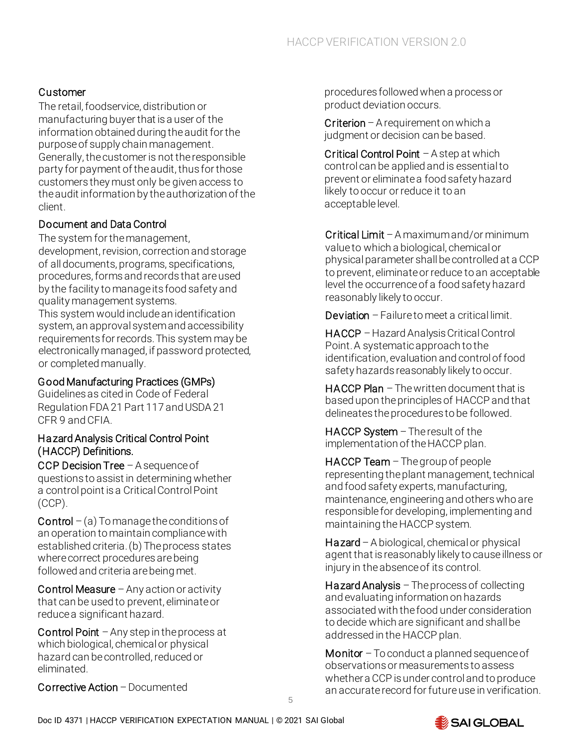### Customer

The retail, foodservice, distribution or manufacturing buyer that is a user of the information obtained during the audit for the purpose of supply chain management. Generally, the customer is not the responsible party for payment of the audit, thus for those customers they must only be given access to the audit information by the authorization of the client.

### Document and Data Control

The system for the management, development, revision, correction and storage of all documents, programs, specifications, procedures, forms and records that are used by the facility to manage its food safety and quality management systems.
This system would include an identification system, an approval system and accessibility requirements for records. This system may be electronically managed, if password protected, or completed manually.

### Good Manufacturing Practices (GMPs)

Guidelines as cited in Code of Federal Regulation FDA 21 Part 117 and USDA 21 CFR 9 and CFIA.

### Hazard Analysis Critical Control Point (HACCP) Definitions.

CCP Decision Tree – A sequence of questions to assist in determining whether a control point is a Critical Control Point (CCP).

Control – (a) To manage the conditions of an operation to maintain compliance with established criteria. (b) The process states where correct procedures are being followed and criteria are being met.

Control Measure – Any action or activity that can be used to prevent, eliminate or reduce a significant hazard.

Control Point – Any step in the process at which biological, chemical or physical hazard can be controlled, reduced or eliminated.

Corrective Action – Documented procedures followed when a process or product deviation occurs.

Criterion – A requirement on which a judgment or decision can be based.

Critical Control Point – A step at which control can be applied and is essential to prevent or eliminate a food safety hazard likely to occur or reduce it to an acceptable level.

Critical Limit – A maximum and/or minimum value to which a biological, chemical or physical parameter shall be controlled at a CCP to prevent, eliminate or reduce to an acceptable level the occurrence of a food safety hazard reasonably likely to occur.

Deviation – Failure to meet a critical limit.

HACCP – Hazard Analysis Critical Control Point. A systematic approach to the identification, evaluation and control of food safety hazards reasonably likely to occur.

HACCP Plan – The written document that is based upon the principles of HACCP and that delineates the procedures to be followed.

HACCP System – The result of the implementation of the HACCP plan.

HACCP Team – The group of people representing the plant management, technical and food safety experts, manufacturing, maintenance, engineering and others who are responsible for developing, implementing and maintaining the HACCP system.

Hazard – A biological, chemical or physical agent that is reasonably likely to cause illness or injury in the absence of its control.

Hazard Analysis – The process of collecting and evaluating information on hazards associated with the food under consideration to decide which are significant and shall be addressed in the HACCP plan.

Monitor – To conduct a planned sequence of observations or measurements to assess whether a CCP is under control and to produce an accurate record for future use in verification.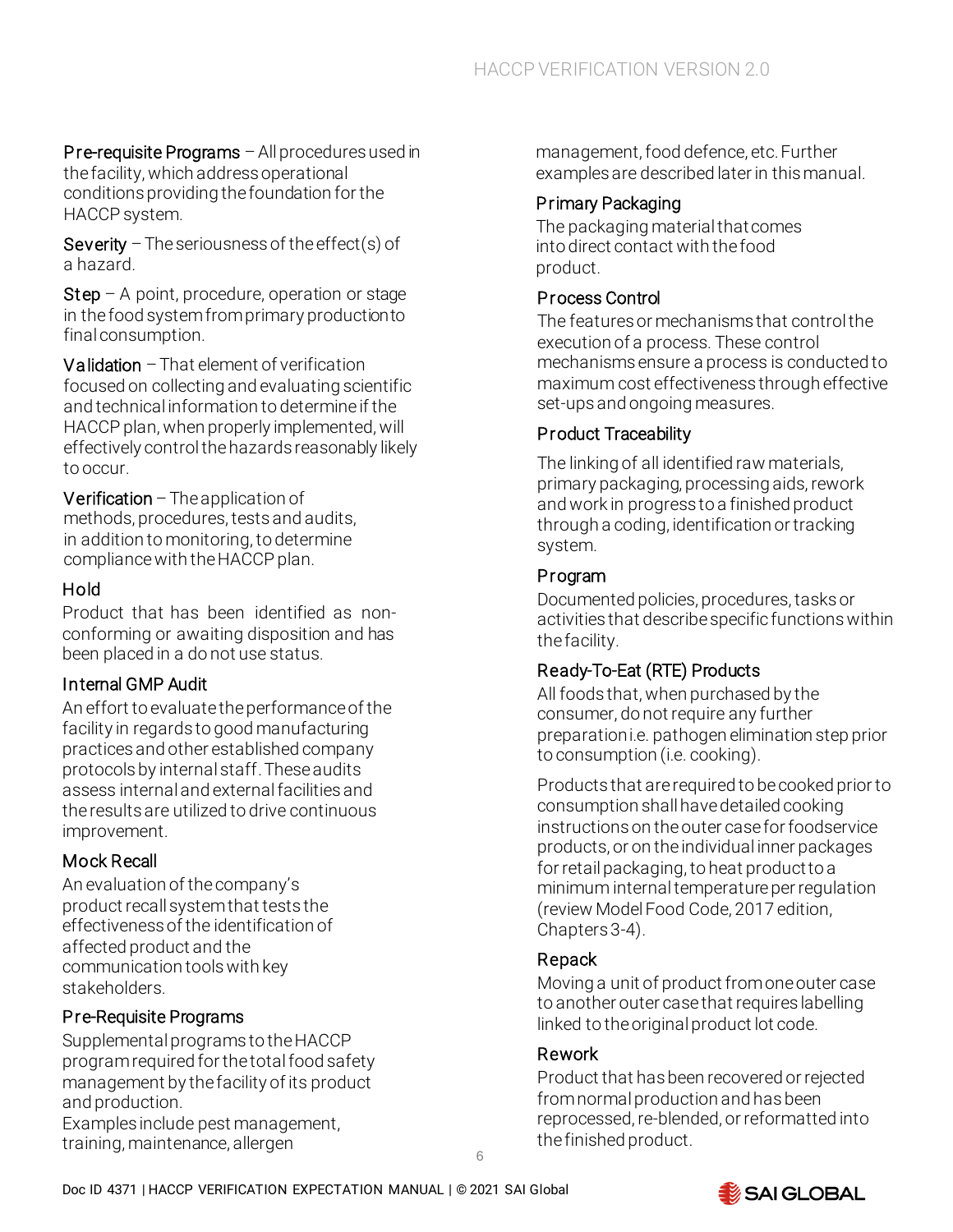**Pre-requisite Programs** – All procedures used in the facility, which address operational conditions providing the foundation for the HACCP system.

**Severity** – The seriousness of the effect(s) of a hazard.

**Step** – A point, procedure, operation or stage in the food system from primary production to final consumption.

**Validation** – That element of verification focused on collecting and evaluating scientific and technical information to determine if the HACCP plan, when properly implemented, will effectively control the hazards reasonably likely to occur.

**Verification** – The application of methods, procedures, tests and audits, in addition to monitoring, to determine compliance with the HACCP plan.

### Hold

Product that has been identified as non-conforming or awaiting disposition and has been placed in a do not use status.

### Internal GMP Audit

An effort to evaluate the performance of the facility in regards to good manufacturing practices and other established company protocols by internal staff. These audits assess internal and external facilities and the results are utilized to drive continuous improvement.

### Mock Recall

An evaluation of the company's product recall system that tests the effectiveness of the identification of affected product and the communication tools with key stakeholders.

### Pre-Requisite Programs

Supplemental programs to the HACCP program required for the total food safety management by the facility of its product and production.
Examples include pest management, training, maintenance, allergen management, food defence, etc. Further examples are described later in this manual.

### Primary Packaging

The packaging material that comes into direct contact with the food product.

### Process Control

The features or mechanisms that control the execution of a process. These control mechanisms ensure a process is conducted to maximum cost effectiveness through effective set-ups and ongoing measures.

### Product Traceability

The linking of all identified raw materials, primary packaging, processing aids, rework and work in progress to a finished product through a coding, identification or tracking system.

### Program

Documented policies, procedures, tasks or activities that describe specific functions within the facility.

### Ready-To-Eat (RTE) Products

All foods that, when purchased by the consumer, do not require any further preparation i.e. pathogen elimination step prior to consumption (i.e. cooking).

Products that are required to be cooked prior to consumption shall have detailed cooking instructions on the outer case for foodservice products, or on the individual inner packages for retail packaging, to heat product to a minimum internal temperature per regulation (review Model Food Code, 2017 edition, Chapters 3-4).

### Repack

Moving a unit of product from one outer case to another outer case that requires labelling linked to the original product lot code.

### Rework

Product that has been recovered or rejected from normal production and has been reprocessed, re-blended, or reformatted into the finished product.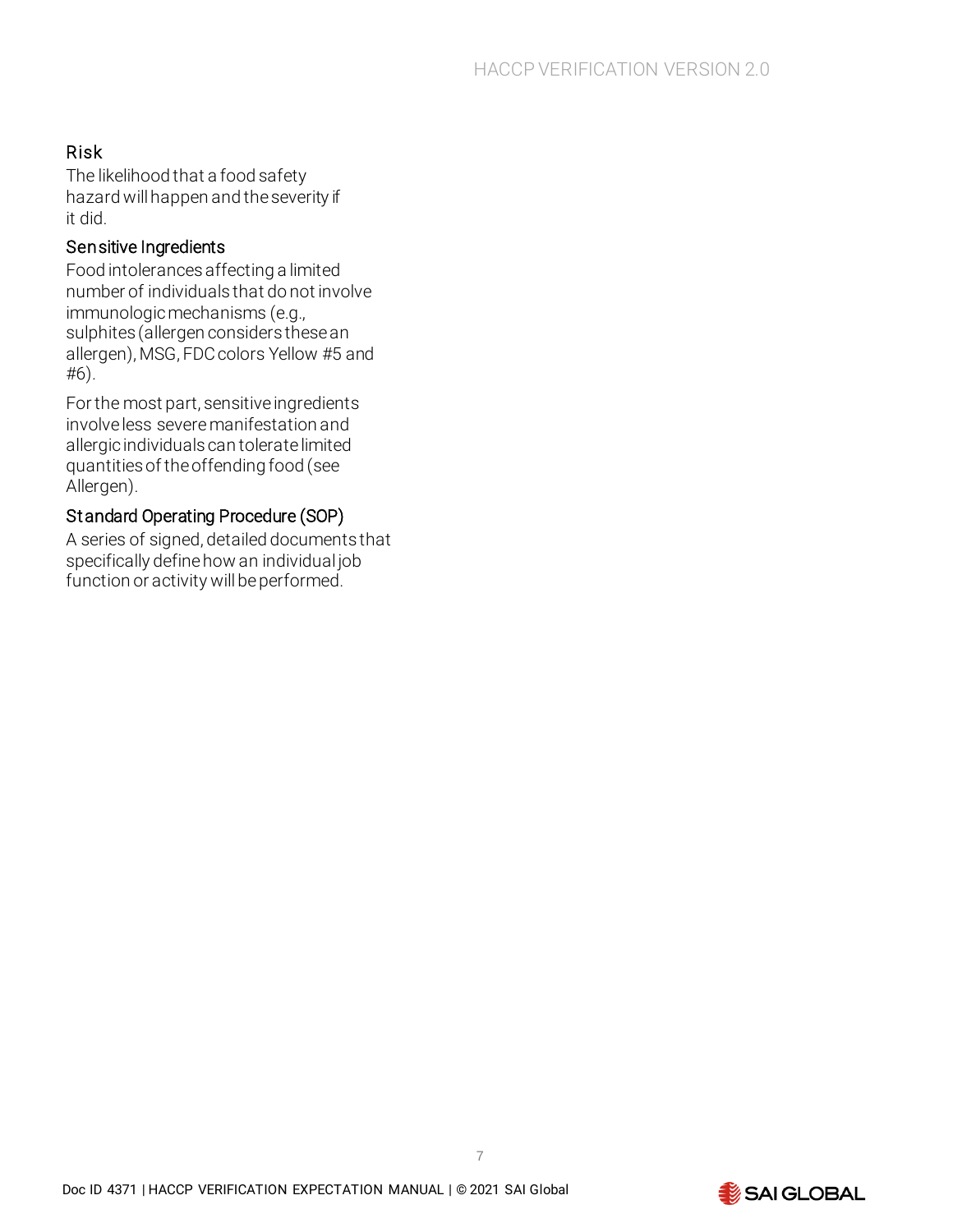### Risk

The likelihood that a food safety hazard will happen and the severity if it did.

### Sensitive Ingredients

Food intolerances affecting a limited number of individuals that do not involve immunologic mechanisms (e.g., sulphites (allergen considers these an allergen), MSG, FDC colors Yellow #5 and #6).

For the most part, sensitive ingredients involve less severe manifestation and allergic individuals can tolerate limited quantities of the offending food (see Allergen).

### Standard Operating Procedure (SOP)

A series of signed, detailed documents that specifically define how an individual job function or activity will be performed.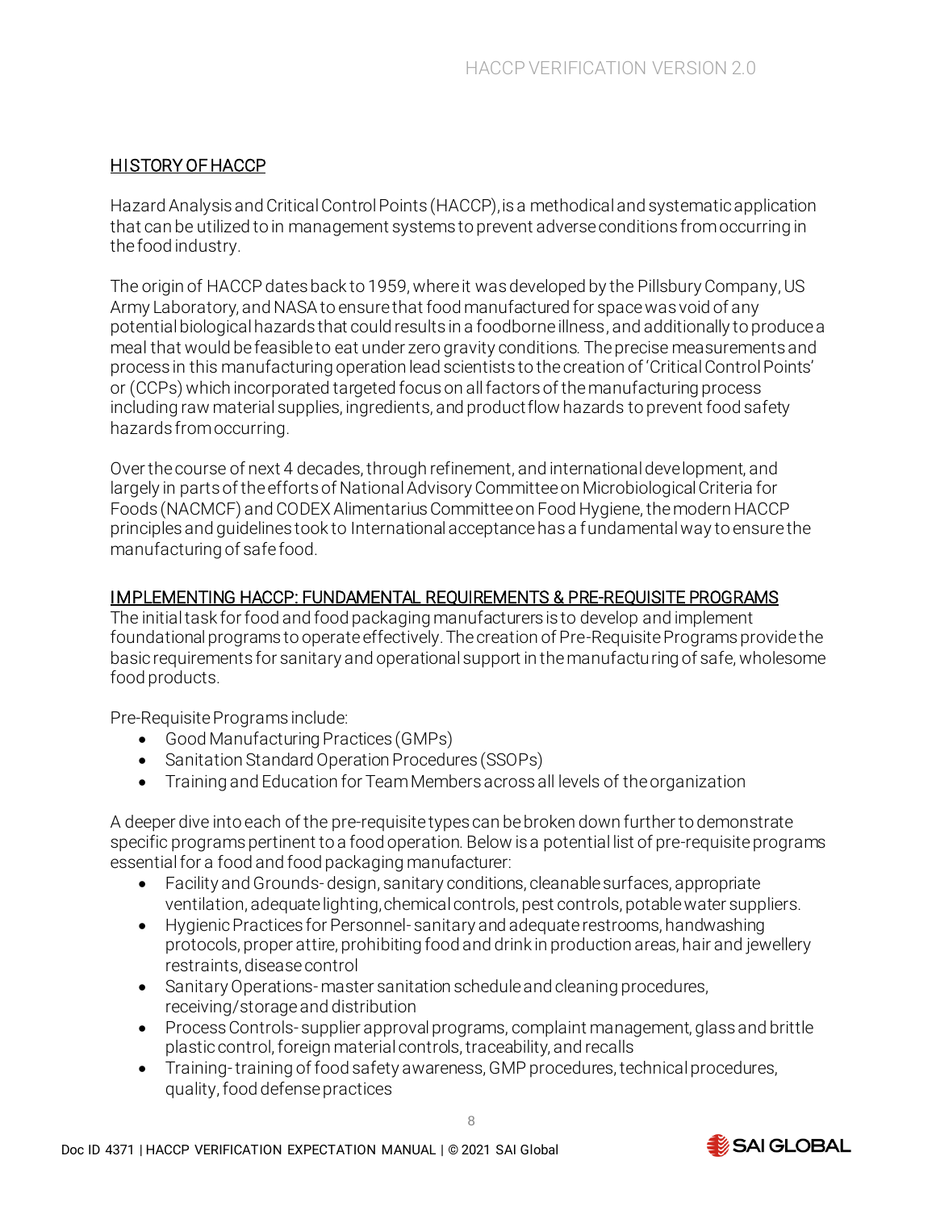## HISTORY OF HACCP

Hazard Analysis and Critical Control Points (HACCP), is a methodical and systematic application that can be utilized to in management systems to prevent adverse conditions from occurring in the food industry.

The origin of HACCP dates back to 1959, where it was developed by the Pillsbury Company, US Army Laboratory, and NASA to ensure that food manufactured for space was void of any potential biological hazards that could results in a foodborne illness, and additionally to produce a meal that would be feasible to eat under zero gravity conditions. The precise measurements and process in this manufacturing operation lead scientists to the creation of 'Critical Control Points' or (CCPs) which incorporated targeted focus on all factors of the manufacturing process including raw material supplies, ingredients, and product flow hazards to prevent food safety hazards from occurring.

Over the course of next 4 decades, through refinement, and international development, and largely in parts of the efforts of National Advisory Committee on Microbiological Criteria for Foods (NACMCF) and CODEX Alimentarius Committee on Food Hygiene, the modern HACCP principles and guidelines took to International acceptance has a fundamental way to ensure the manufacturing of safe food.

## IMPLEMENTING HACCP: FUNDAMENTAL REQUIREMENTS & PRE-REQUISITE PROGRAMS

The initial task for food and food packaging manufacturers is to develop and implement foundational programs to operate effectively. The creation of Pre-Requisite Programs provide the basic requirements for sanitary and operational support in the manufacturing of safe, wholesome food products.

Pre-Requisite Programs include:

- Good Manufacturing Practices (GMPs)
- Sanitation Standard Operation Procedures (SSOPs)
- Training and Education for Team Members across all levels of the organization

A deeper dive into each of the pre-requisite types can be broken down further to demonstrate specific programs pertinent to a food operation. Below is a potential list of pre-requisite programs essential for a food and food packaging manufacturer:

- Facility and Grounds- design, sanitary conditions, cleanable surfaces, appropriate ventilation, adequate lighting, chemical controls, pest controls, potable water suppliers.
- Hygienic Practices for Personnel- sanitary and adequate restrooms, handwashing protocols, proper attire, prohibiting food and drink in production areas, hair and jewellery restraints, disease control
- Sanitary Operations- master sanitation schedule and cleaning procedures, receiving/storage and distribution
- Process Controls- supplier approval programs, complaint management, glass and brittle plastic control, foreign material controls, traceability, and recalls
- Training- training of food safety awareness, GMP procedures, technical procedures, quality, food defense practices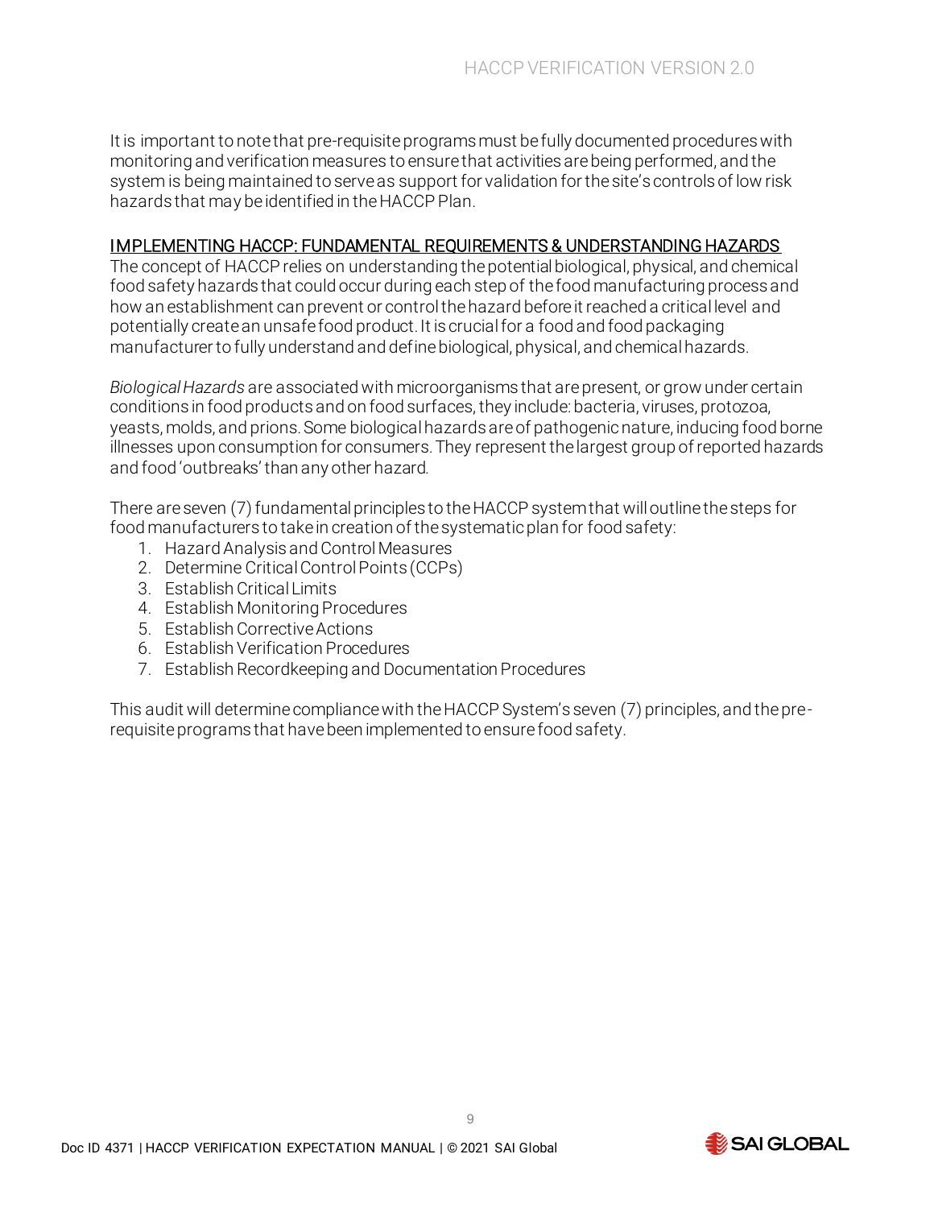It is important to note that pre-requisite programs must be fully documented procedures with monitoring and verification measures to ensure that activities are being performed, and the system is being maintained to serve as support for validation for the site's controls of low risk hazards that may be identified in the HACCP Plan.

## IMPLEMENTING HACCP: FUNDAMENTAL REQUIREMENTS & UNDERSTANDING HAZARDS

The concept of HACCP relies on understanding the potential biological, physical, and chemical food safety hazards that could occur during each step of the food manufacturing process and how an establishment can prevent or control the hazard before it reached a critical level and potentially create an unsafe food product. It is crucial for a food and food packaging manufacturer to fully understand and define biological, physical, and chemical hazards.

*Biological Hazards* are associated with microorganisms that are present, or grow under certain conditions in food products and on food surfaces, they include: bacteria, viruses, protozoa, yeasts, molds, and prions. Some biological hazards are of pathogenic nature, inducing food borne illnesses upon consumption for consumers. They represent the largest group of reported hazards and food 'outbreaks' than any other hazard.

There are seven (7) fundamental principles to the HACCP system that will outline the steps for food manufacturers to take in creation of the systematic plan for food safety:

1. Hazard Analysis and Control Measures
2. Determine Critical Control Points (CCPs)
3. Establish Critical Limits
4. Establish Monitoring Procedures
5. Establish Corrective Actions
6. Establish Verification Procedures
7. Establish Recordkeeping and Documentation Procedures

This audit will determine compliance with the HACCP System's seven (7) principles, and the pre-requisite programs that have been implemented to ensure food safety.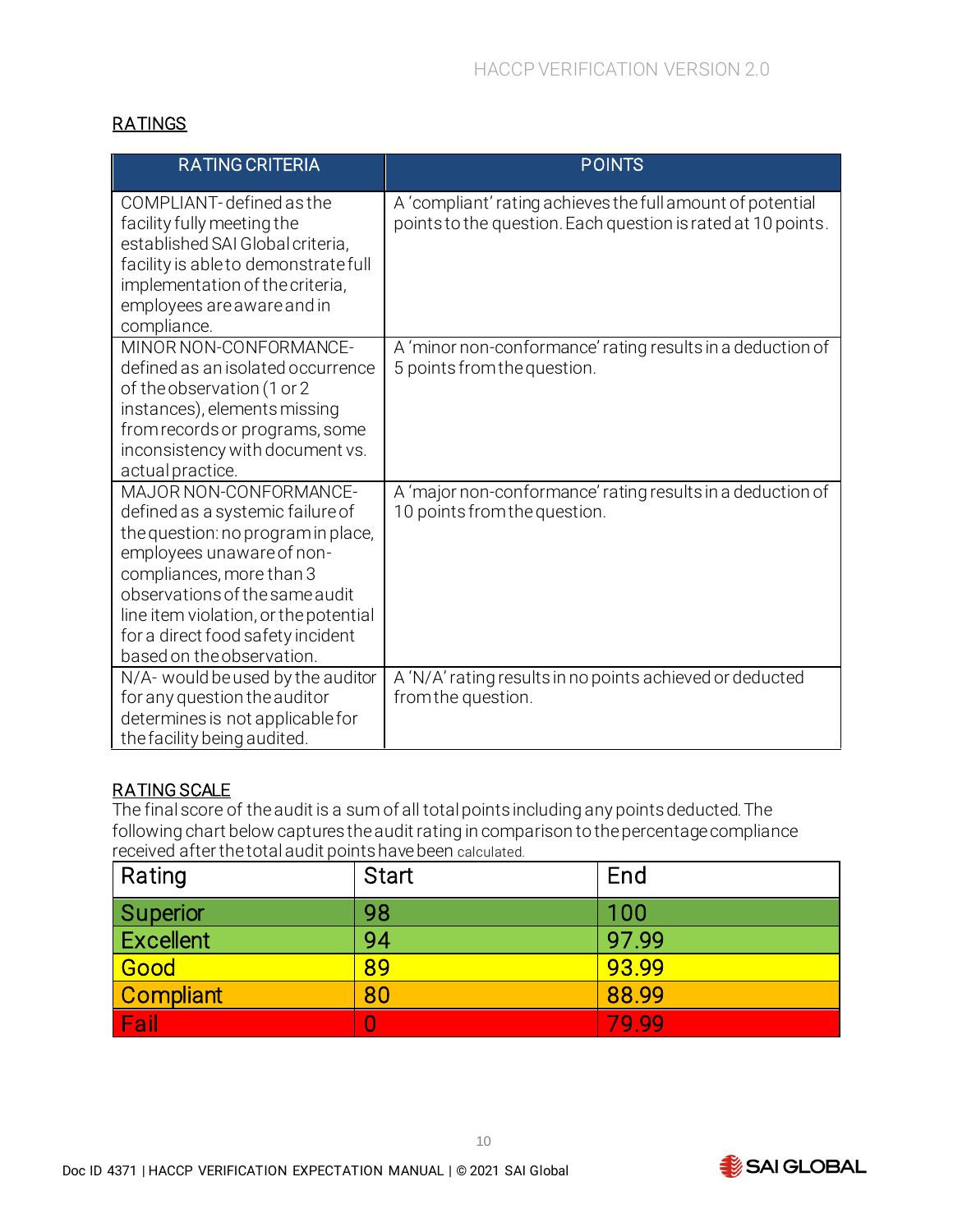## RATINGS

| RATING CRITERIA | POINTS |
|---|---|
| COMPLIANT- defined as the facility fully meeting the established SAI Global criteria, facility is able to demonstrate full implementation of the criteria, employees are aware and in compliance. | A 'compliant' rating achieves the full amount of potential points to the question. Each question is rated at 10 points. |
| MINOR NON-CONFORMANCE- defined as an isolated occurrence of the observation (1 or 2 instances), elements missing from records or programs, some inconsistency with document vs. actual practice. | A 'minor non-conformance' rating results in a deduction of 5 points from the question. |
| MAJOR NON-CONFORMANCE- defined as a systemic failure of the question: no program in place, employees unaware of non-compliances, more than 3 observations of the same audit line item violation, or the potential for a direct food safety incident based on the observation. | A 'major non-conformance' rating results in a deduction of 10 points from the question. |
| N/A- would be used by the auditor for any question the auditor determines is not applicable for the facility being audited. | A 'N/A' rating results in no points achieved or deducted from the question. |

## RATING SCALE

The final score of the audit is a sum of all total points including any points deducted. The following chart below captures the audit rating in comparison to the percentage compliance received after the total audit points have been calculated.

| Rating | Start | End |
|---|---|---|
| Superior | 98 | 100 |
| Excellent | 94 | 97.99 |
| Good | 89 | 93.99 |
| Compliant | 80 | 88.99 |
| Fail | 0 | 79.99 |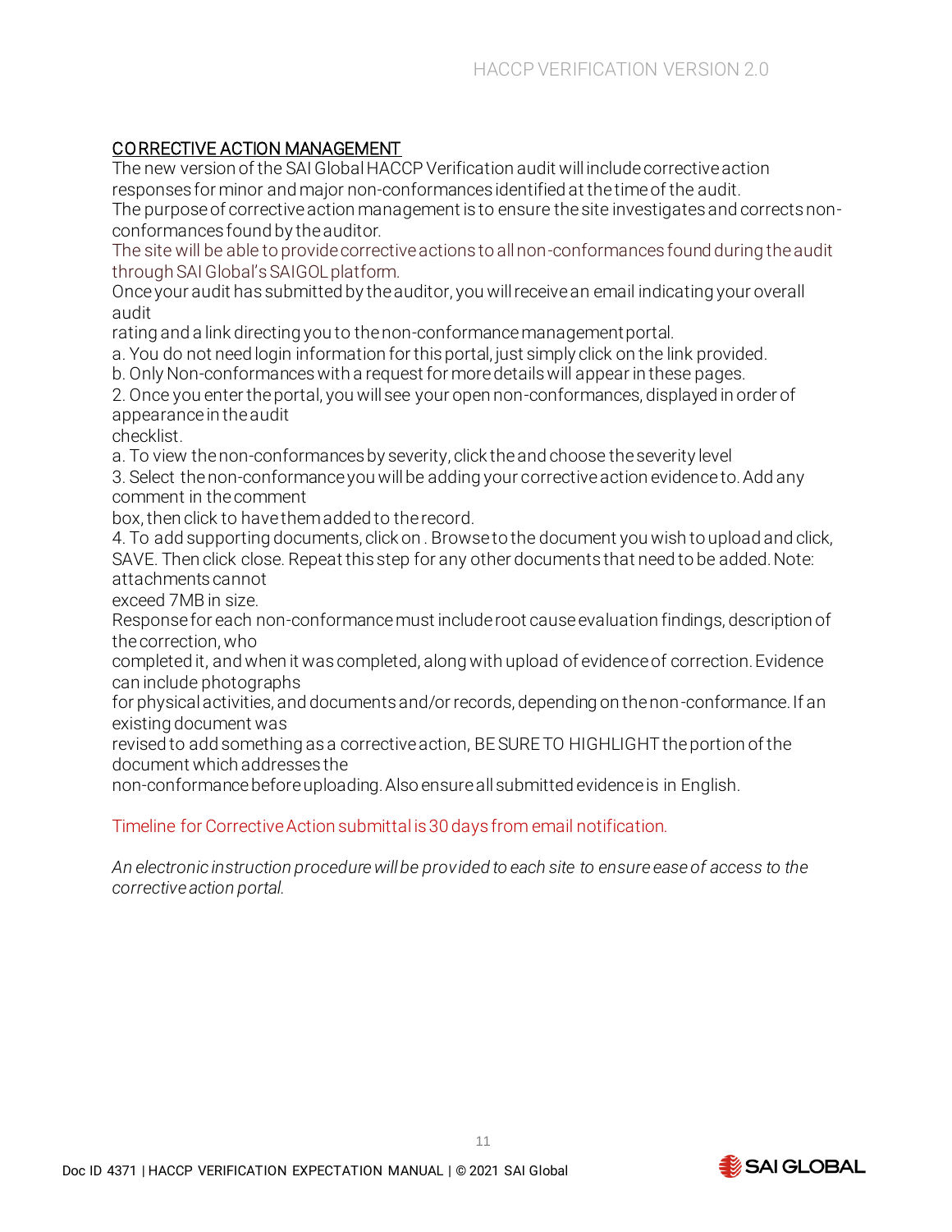## CORRECTIVE ACTION MANAGEMENT

The new version of the SAI Global HACCP Verification audit will include corrective action responses for minor and major non-conformances identified at the time of the audit.
The purpose of corrective action management is to ensure the site investigates and corrects non-conformances found by the auditor.
The site will be able to provide corrective actions to all non-conformances found during the audit through SAI Global's SAIGOL platform.
Once your audit has submitted by the auditor, you will receive an email indicating your overall audit
rating and a link directing you to the non-conformance management portal.
a. You do not need login information for this portal, just simply click on the link provided.
b. Only Non-conformances with a request for more details will appear in these pages.
2. Once you enter the portal, you will see your open non-conformances, displayed in order of appearance in the audit
checklist.
a. To view the non-conformances by severity, click the and choose the severity level
3. Select the non-conformance you will be adding your corrective action evidence to. Add any comment in the comment
box, then click to have them added to the record.
4. To add supporting documents, click on . Browse to the document you wish to upload and click, SAVE. Then click close. Repeat this step for any other documents that need to be added. Note: attachments cannot
exceed 7MB in size.
Response for each non-conformance must include root cause evaluation findings, description of the correction, who
completed it, and when it was completed, along with upload of evidence of correction. Evidence can include photographs
for physical activities, and documents and/or records, depending on the non-conformance. If an existing document was
revised to add something as a corrective action, BE SURE TO HIGHLIGHT the portion of the document which addresses the
non-conformance before uploading. Also ensure all submitted evidence is in English.

Timeline for Corrective Action submittal is 30 days from email notification.

*An electronic instruction procedure will be provided to each site to ensure ease of access to the corrective action portal.*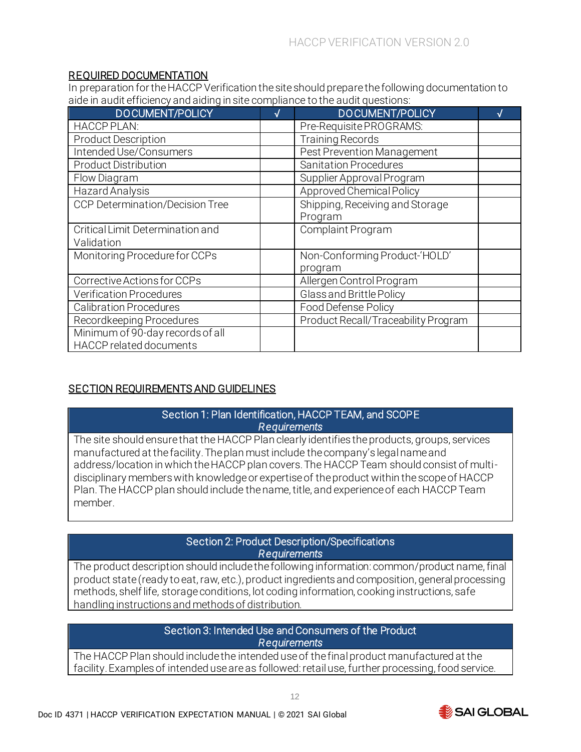## REQUIRED DOCUMENTATION

In preparation for the HACCP Verification the site should prepare the following documentation to aide in audit efficiency and aiding in site compliance to the audit questions:

| DOCUMENT/POLICY | √ | DOCUMENT/POLICY | √ |
|---|---|---|---|
| HACCP PLAN: | | Pre-Requisite PROGRAMS: | |
| Product Description | | Training Records | |
| Intended Use/Consumers | | Pest Prevention Management | |
| Product Distribution | | Sanitation Procedures | |
| Flow Diagram | | Supplier Approval Program | |
| Hazard Analysis | | Approved Chemical Policy | |
| CCP Determination/Decision Tree | | Shipping, Receiving and Storage Program | |
| Critical Limit Determination and Validation | | Complaint Program | |
| Monitoring Procedure for CCPs | | Non-Conforming Product-'HOLD' program | |
| Corrective Actions for CCPs | | Allergen Control Program | |
| Verification Procedures | | Glass and Brittle Policy | |
| Calibration Procedures | | Food Defense Policy | |
| Recordkeeping Procedures | | Product Recall/Traceability Program | |
| Minimum of 90-day records of all HACCP related documents | | | |

## SECTION REQUIREMENTS AND GUIDELINES

| Section 1: Plan Identification, HACCP TEAM, and SCOPE<br>*Requirements* |
|---|
| The site should ensure that the HACCP Plan clearly identifies the products, groups, services manufactured at the facility. The plan must include the company's legal name and address/location in which the HACCP plan covers. The HACCP Team should consist of multi-disciplinary members with knowledge or expertise of the product within the scope of HACCP Plan. The HACCP plan should include the name, title, and experience of each HACCP Team member. |

| Section 2: Product Description/Specifications<br>*Requirements* |
|---|
| The product description should include the following information: common/product name, final product state (ready to eat, raw, etc.), product ingredients and composition, general processing methods, shelf life, storage conditions, lot coding information, cooking instructions, safe handling instructions and methods of distribution. |

| Section 3: Intended Use and Consumers of the Product<br>*Requirements* |
|---|
| The HACCP Plan should include the intended use of the final product manufactured at the facility. Examples of intended use are as followed: retail use, further processing, food service. |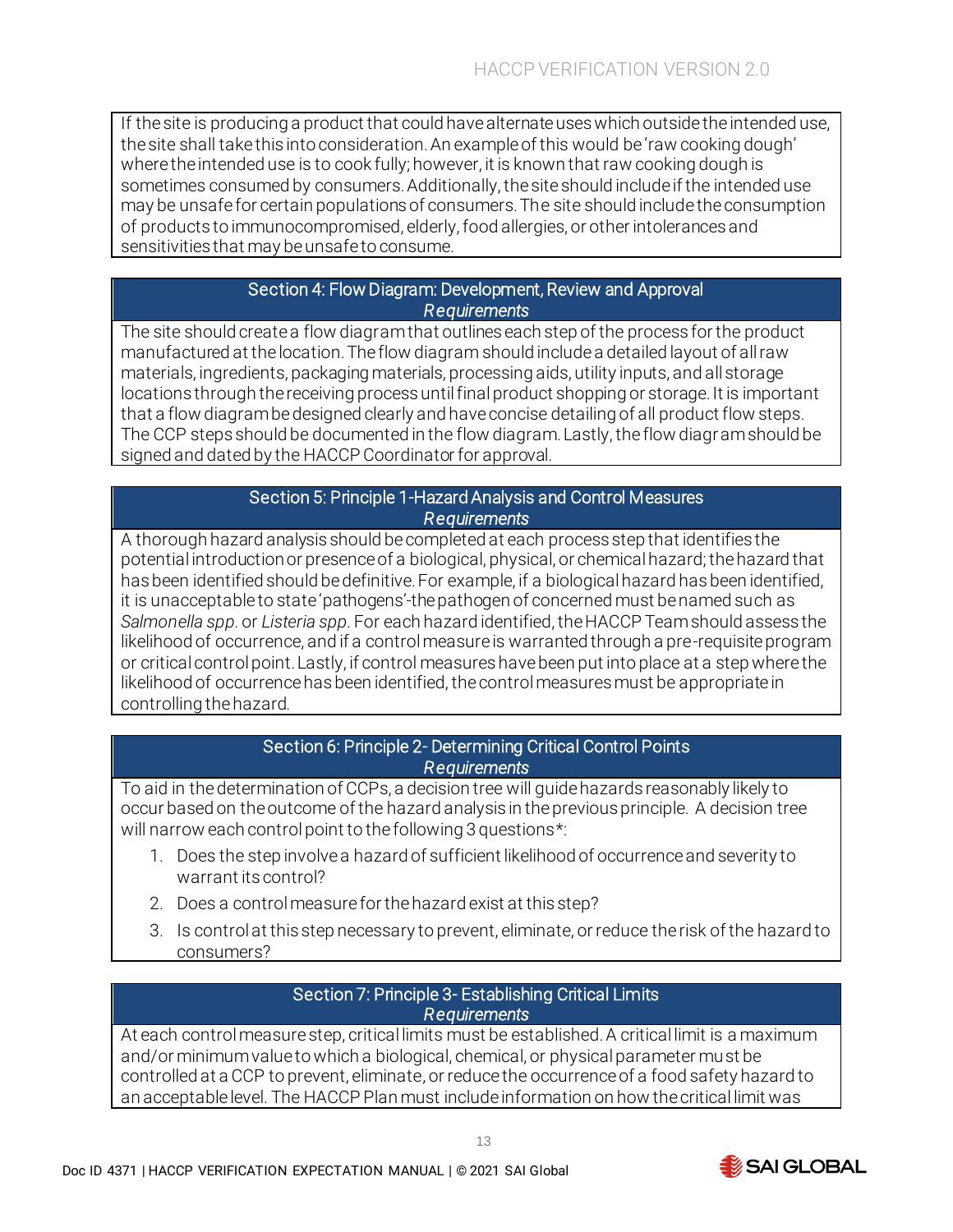If the site is producing a product that could have alternate uses which outside the intended use, the site shall take this into consideration. An example of this would be 'raw cooking dough' where the intended use is to cook fully; however, it is known that raw cooking dough is sometimes consumed by consumers. Additionally, the site should include if the intended use may be unsafe for certain populations of consumers. The site should include the consumption of products to immunocompromised, elderly, food allergies, or other intolerances and sensitivities that may be unsafe to consume.

## Section 4: Flow Diagram: Development, Review and Approval

*Requirements*

The site should create a flow diagram that outlines each step of the process for the product manufactured at the location. The flow diagram should include a detailed layout of all raw materials, ingredients, packaging materials, processing aids, utility inputs, and all storage locations through the receiving process until final product shopping or storage. It is important that a flow diagram be designed clearly and have concise detailing of all product flow steps. The CCP steps should be documented in the flow diagram. Lastly, the flow diagram should be signed and dated by the HACCP Coordinator for approval.

## Section 5: Principle 1-Hazard Analysis and Control Measures

*Requirements*

A thorough hazard analysis should be completed at each process step that identifies the potential introduction or presence of a biological, physical, or chemical hazard; the hazard that has been identified should be definitive. For example, if a biological hazard has been identified, it is unacceptable to state 'pathogens'-the pathogen of concerned must be named such as *Salmonella spp.* or *Listeria spp*. For each hazard identified, the HACCP Team should assess the likelihood of occurrence, and if a control measure is warranted through a pre-requisite program or critical control point. Lastly, if control measures have been put into place at a step where the likelihood of occurrence has been identified, the control measures must be appropriate in controlling the hazard.

## Section 6: Principle 2- Determining Critical Control Points

*Requirements*

To aid in the determination of CCPs, a decision tree will guide hazards reasonably likely to occur based on the outcome of the hazard analysis in the previous principle. A decision tree will narrow each control point to the following 3 questions*:

1. Does the step involve a hazard of sufficient likelihood of occurrence and severity to warrant its control?
2. Does a control measure for the hazard exist at this step?
3. Is control at this step necessary to prevent, eliminate, or reduce the risk of the hazard to consumers?

## Section 7: Principle 3- Establishing Critical Limits

*Requirements*

At each control measure step, critical limits must be established. A critical limit is a maximum and/or minimum value to which a biological, chemical, or physical parameter must be controlled at a CCP to prevent, eliminate, or reduce the occurrence of a food safety hazard to an acceptable level. The HACCP Plan must include information on how the critical limit was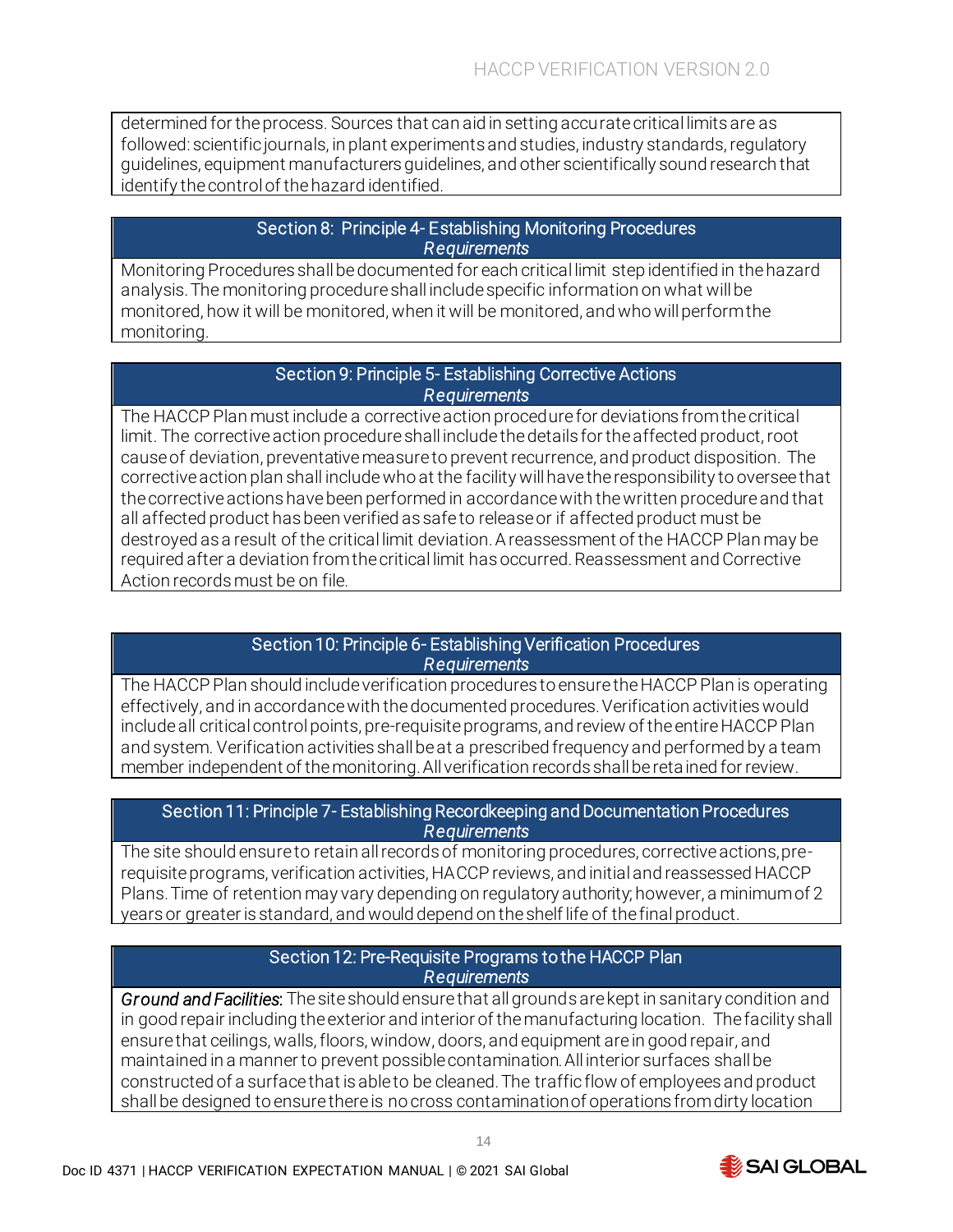determined for the process. Sources that can aid in setting accurate critical limits are as followed: scientific journals, in plant experiments and studies, industry standards, regulatory guidelines, equipment manufacturers guidelines, and other scientifically sound research that identify the control of the hazard identified.

## Section 8: Principle 4- Establishing Monitoring Procedures

*Requirements*

Monitoring Procedures shall be documented for each critical limit step identified in the hazard analysis. The monitoring procedure shall include specific information on what will be monitored, how it will be monitored, when it will be monitored, and who will perform the monitoring.

## Section 9: Principle 5- Establishing Corrective Actions

*Requirements*

The HACCP Plan must include a corrective action procedure for deviations from the critical limit. The corrective action procedure shall include the details for the affected product, root cause of deviation, preventative measure to prevent recurrence, and product disposition. The corrective action plan shall include who at the facility will have the responsibility to oversee that the corrective actions have been performed in accordance with the written procedure and that all affected product has been verified as safe to release or if affected product must be destroyed as a result of the critical limit deviation. A reassessment of the HACCP Plan may be required after a deviation from the critical limit has occurred. Reassessment and Corrective Action records must be on file.

## Section 10: Principle 6- Establishing Verification Procedures

*Requirements*

The HACCP Plan should include verification procedures to ensure the HACCP Plan is operating effectively, and in accordance with the documented procedures. Verification activities would include all critical control points, pre-requisite programs, and review of the entire HACCP Plan and system. Verification activities shall be at a prescribed frequency and performed by a team member independent of the monitoring. All verification records shall be retained for review.

## Section 11: Principle 7- Establishing Recordkeeping and Documentation Procedures

*Requirements*

The site should ensure to retain all records of monitoring procedures, corrective actions, pre-requisite programs, verification activities, HACCP reviews, and initial and reassessed HACCP Plans. Time of retention may vary depending on regulatory authority; however, a minimum of 2 years or greater is standard, and would depend on the shelf life of the final product.

## Section 12: Pre-Requisite Programs to the HACCP Plan

*Requirements*

*Ground and Facilities*: The site should ensure that all grounds are kept in sanitary condition and in good repair including the exterior and interior of the manufacturing location. The facility shall ensure that ceilings, walls, floors, window, doors, and equipment are in good repair, and maintained in a manner to prevent possible contamination. All interior surfaces shall be constructed of a surface that is able to be cleaned. The traffic flow of employees and product shall be designed to ensure there is no cross contamination of operations from dirty location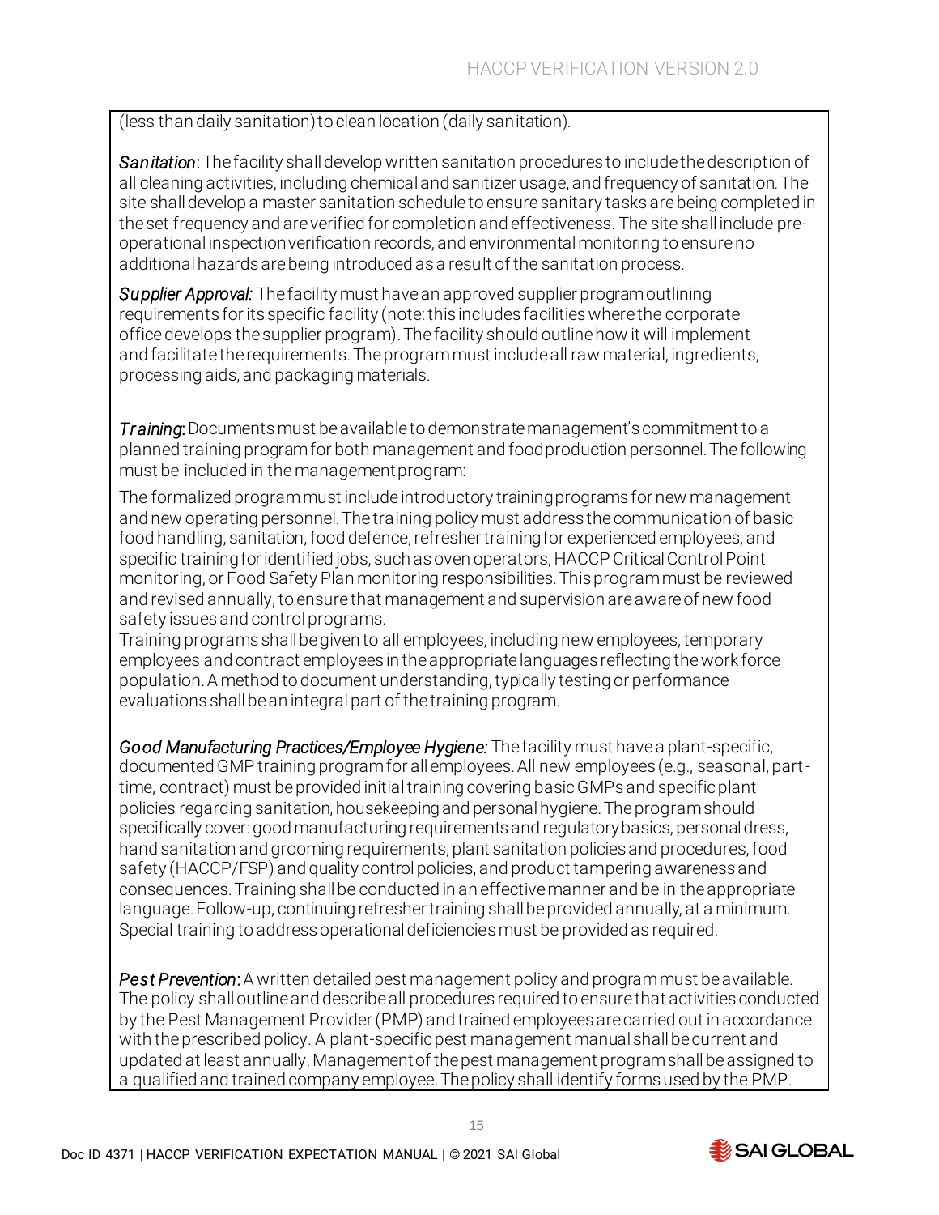(less than daily sanitation) to clean location (daily sanitation).

***Sanitation***: The facility shall develop written sanitation procedures to include the description of all cleaning activities, including chemical and sanitizer usage, and frequency of sanitation. The site shall develop a master sanitation schedule to ensure sanitary tasks are being completed in the set frequency and are verified for completion and effectiveness. The site shall include pre-operational inspection verification records, and environmental monitoring to ensure no additional hazards are being introduced as a result of the sanitation process.

***Supplier Approval:*** The facility must have an approved supplier program outlining requirements for its specific facility (note: this includes facilities where the corporate office develops the supplier program). The facility should outline how it will implement and facilitate the requirements. The program must include all raw material, ingredients, processing aids, and packaging materials.

***Training***: Documents must be available to demonstrate management's commitment to a planned training program for both management and food production personnel. The following must be included in the management program:

The formalized program must include introductory training programs for new management and new operating personnel. The training policy must address the communication of basic food handling, sanitation, food defence, refresher training for experienced employees, and specific training for identified jobs, such as oven operators, HACCP Critical Control Point monitoring, or Food Safety Plan monitoring responsibilities. This program must be reviewed and revised annually, to ensure that management and supervision are aware of new food safety issues and control programs.
Training programs shall be given to all employees, including new employees, temporary employees and contract employees in the appropriate languages reflecting the work force population. A method to document understanding, typically testing or performance evaluations shall be an integral part of the training program.

***Good Manufacturing Practices/Employee Hygiene:*** The facility must have a plant-specific, documented GMP training program for all employees. All new employees (e.g., seasonal, part-time, contract) must be provided initial training covering basic GMPs and specific plant policies regarding sanitation, housekeeping and personal hygiene. The program should specifically cover: good manufacturing requirements and regulatory basics, personal dress, hand sanitation and grooming requirements, plant sanitation policies and procedures, food safety (HACCP/FSP) and quality control policies, and product tampering awareness and consequences. Training shall be conducted in an effective manner and be in the appropriate language. Follow-up, continuing refresher training shall be provided annually, at a minimum. Special training to address operational deficiencies must be provided as required.

***Pest Prevention***: A written detailed pest management policy and program must be available. The policy shall outline and describe all procedures required to ensure that activities conducted by the Pest Management Provider (PMP) and trained employees are carried out in accordance with the prescribed policy. A plant-specific pest management manual shall be current and updated at least annually. Management of the pest management program shall be assigned to a qualified and trained company employee. The policy shall identify forms used by the PMP.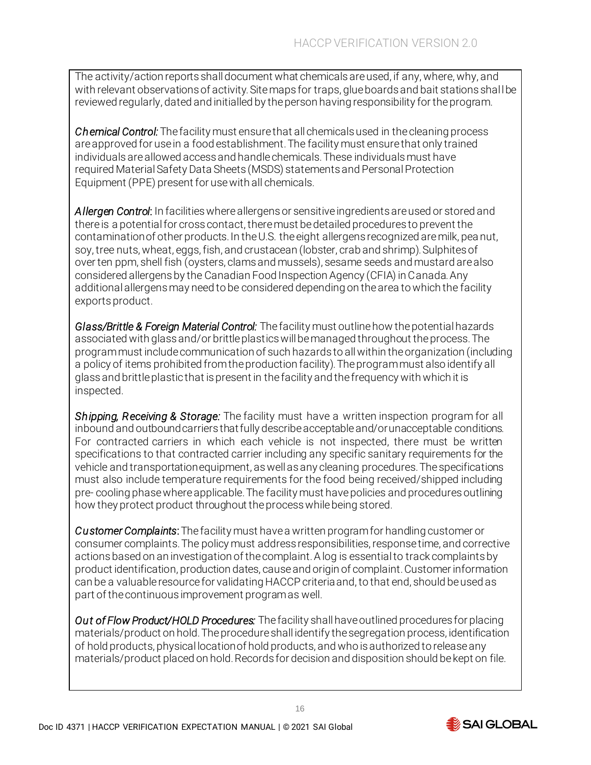The activity/action reports shall document what chemicals are used, if any, where, why, and with relevant observations of activity. Site maps for traps, glue boards and bait stations shall be reviewed regularly, dated and initialled by the person having responsibility for the program.

***Chemical Control:*** The facility must ensure that all chemicals used in the cleaning process are approved for use in a food establishment. The facility must ensure that only trained individuals are allowed access and handle chemicals. These individuals must have required Material Safety Data Sheets (MSDS) statements and Personal Protection Equipment (PPE) present for use with all chemicals.

***Allergen Control*:** In facilities where allergens or sensitive ingredients are used or stored and there is a potential for cross contact, there must be detailed procedures to prevent the contamination of other products. In the U.S. the eight allergens recognized are milk, pea nut, soy, tree nuts, wheat, eggs, fish, and crustacean (lobster, crab and shrimp). Sulphites of over ten ppm, shell fish (oysters, clams and mussels), sesame seeds and mustard are also considered allergens by the Canadian Food Inspection Agency (CFIA) in Canada. Any additional allergens may need to be considered depending on the area to which the facility exports product.

***Glass/Brittle & Foreign Material Control:*** The facility must outline how the potential hazards associated with glass and/or brittle plastics will be managed throughout the process. The program must include communication of such hazards to all within the organization (including a policy of items prohibited from the production facility). The program must also identify all glass and brittle plastic that is present in the facility and the frequency with which it is inspected.

***Shipping, Receiving & Storage:*** The facility must have a written inspection program for all inbound and outbound carriers that fully describe acceptable and/or unacceptable conditions. For contracted carriers in which each vehicle is not inspected, there must be written specifications to that contracted carrier including any specific sanitary requirements for the vehicle and transportation equipment, as well as any cleaning procedures. The specifications must also include temperature requirements for the food being received/shipped including pre- cooling phase where applicable. The facility must have policies and procedures outlining how they protect product throughout the process while being stored.

***Customer Complaints*:** The facility must have a written program for handling customer or consumer complaints. The policy must address responsibilities, response time, and corrective actions based on an investigation of the complaint. A log is essential to track complaints by product identification, production dates, cause and origin of complaint. Customer information can be a valuable resource for validating HACCP criteria and, to that end, should be used as part of the continuous improvement program as well.

***Out of Flow Product/HOLD Procedures:*** The facility shall have outlined procedures for placing materials/product on hold. The procedure shall identify the segregation process, identification of hold products, physical location of hold products, and who is authorized to release any materials/product placed on hold. Records for decision and disposition should be kept on file.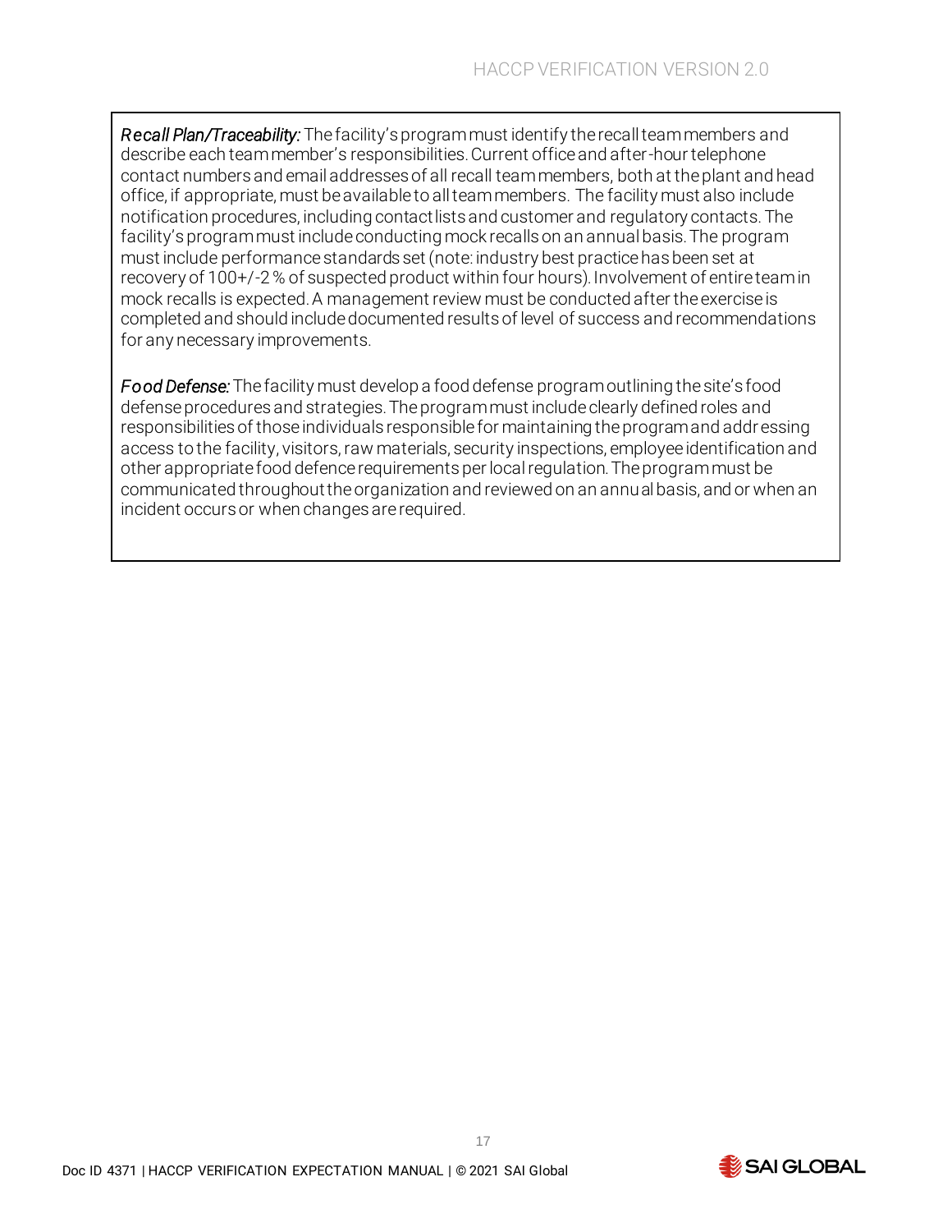***Recall Plan/Traceability:*** The facility's program must identify the recall team members and describe each team member's responsibilities. Current office and after-hour telephone contact numbers and email addresses of all recall team members, both at the plant and head office, if appropriate, must be available to all team members. The facility must also include notification procedures, including contact lists and customer and regulatory contacts. The facility's program must include conducting mock recalls on an annual basis. The program must include performance standards set (note: industry best practice has been set at recovery of 100+/-2 % of suspected product within four hours). Involvement of entire team in mock recalls is expected. A management review must be conducted after the exercise is completed and should include documented results of level of success and recommendations for any necessary improvements.

***Food Defense:*** The facility must develop a food defense program outlining the site's food defense procedures and strategies. The program must include clearly defined roles and responsibilities of those individuals responsible for maintaining the program and addressing access to the facility, visitors, raw materials, security inspections, employee identification and other appropriate food defence requirements per local regulation. The program must be communicated throughout the organization and reviewed on an annual basis, and or when an incident occurs or when changes are required.